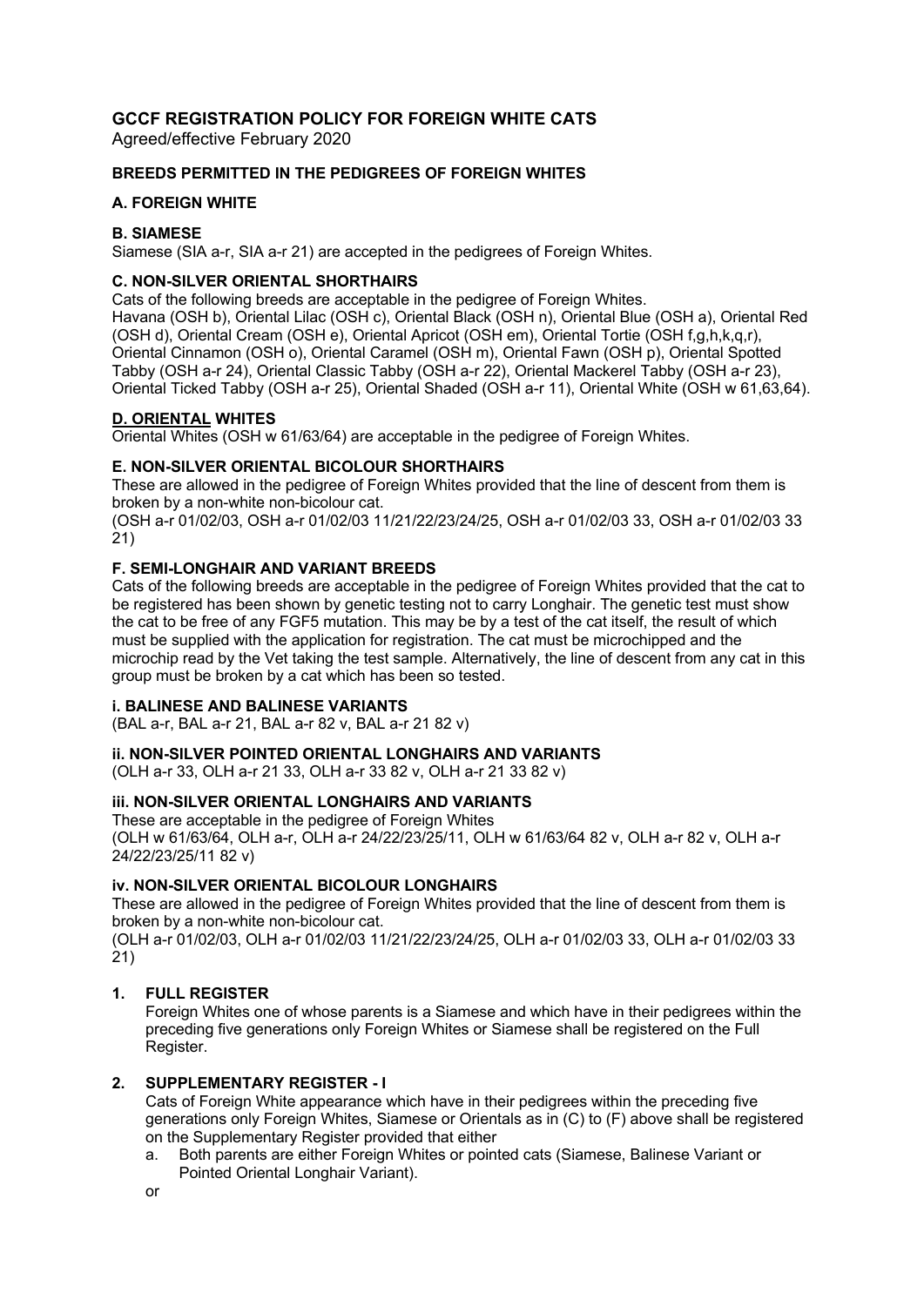# GCCF REGISTRATION POLICY FOR FOREIGN WHITE CATS

Agreed/effective February 2020

## BREEDS PERMITTED IN THE PEDIGREES OF FOREIGN WHITES

### A. FOREIGN WHITE

### B. SIAMESE

Siamese (SIA a-r, SIA a-r 21) are accepted in the pedigrees of Foreign Whites.

### C. NON-SILVER ORIENTAL SHORTHAIRS

Cats of the following breeds are acceptable in the pedigree of Foreign Whites.
Havana (OSH b), Oriental Lilac (OSH c), Oriental Black (OSH n), Oriental Blue (OSH a), Oriental Red (OSH d), Oriental Cream (OSH e), Oriental Apricot (OSH em), Oriental Tortie (OSH f,g,h,k,q,r), Oriental Cinnamon (OSH o), Oriental Caramel (OSH m), Oriental Fawn (OSH p), Oriental Spotted Tabby (OSH a-r 24), Oriental Classic Tabby (OSH a-r 22), Oriental Mackerel Tabby (OSH a-r 23), Oriental Ticked Tabby (OSH a-r 25), Oriental Shaded (OSH a-r 11), Oriental White (OSH w 61,63,64).

### D. ORIENTAL WHITES

Oriental Whites (OSH w 61/63/64) are acceptable in the pedigree of Foreign Whites.

### E. NON-SILVER ORIENTAL BICOLOUR SHORTHAIRS

These are allowed in the pedigree of Foreign Whites provided that the line of descent from them is broken by a non-white non-bicolour cat.
(OSH a-r 01/02/03, OSH a-r 01/02/03 11/21/22/23/24/25, OSH a-r 01/02/03 33, OSH a-r 01/02/03 33 21)

### F. SEMI-LONGHAIR AND VARIANT BREEDS

Cats of the following breeds are acceptable in the pedigree of Foreign Whites provided that the cat to be registered has been shown by genetic testing not to carry Longhair. The genetic test must show the cat to be free of any FGF5 mutation. This may be by a test of the cat itself, the result of which must be supplied with the application for registration. The cat must be microchipped and the microchip read by the Vet taking the test sample. Alternatively, the line of descent from any cat in this group must be broken by a cat which has been so tested.

#### i. BALINESE AND BALINESE VARIANTS

(BAL a-r, BAL a-r 21, BAL a-r 82 v, BAL a-r 21 82 v)

#### ii. NON-SILVER POINTED ORIENTAL LONGHAIRS AND VARIANTS

(OLH a-r 33, OLH a-r 21 33, OLH a-r 33 82 v, OLH a-r 21 33 82 v)

#### iii. NON-SILVER ORIENTAL LONGHAIRS AND VARIANTS

These are acceptable in the pedigree of Foreign Whites
(OLH w 61/63/64, OLH a-r, OLH a-r 24/22/23/25/11, OLH w 61/63/64 82 v, OLH a-r 82 v, OLH a-r 24/22/23/25/11 82 v)

#### iv. NON-SILVER ORIENTAL BICOLOUR LONGHAIRS

These are allowed in the pedigree of Foreign Whites provided that the line of descent from them is broken by a non-white non-bicolour cat.
(OLH a-r 01/02/03, OLH a-r 01/02/03 11/21/22/23/24/25, OLH a-r 01/02/03 33, OLH a-r 01/02/03 33 21)

1. **FULL REGISTER**

   Foreign Whites one of whose parents is a Siamese and which have in their pedigrees within the preceding five generations only Foreign Whites or Siamese shall be registered on the Full Register.

2. **SUPPLEMENTARY REGISTER - I**

   Cats of Foreign White appearance which have in their pedigrees within the preceding five generations only Foreign Whites, Siamese or Orientals as in (C) to (F) above shall be registered on the Supplementary Register provided that either

   a. Both parents are either Foreign Whites or pointed cats (Siamese, Balinese Variant or Pointed Oriental Longhair Variant).

   or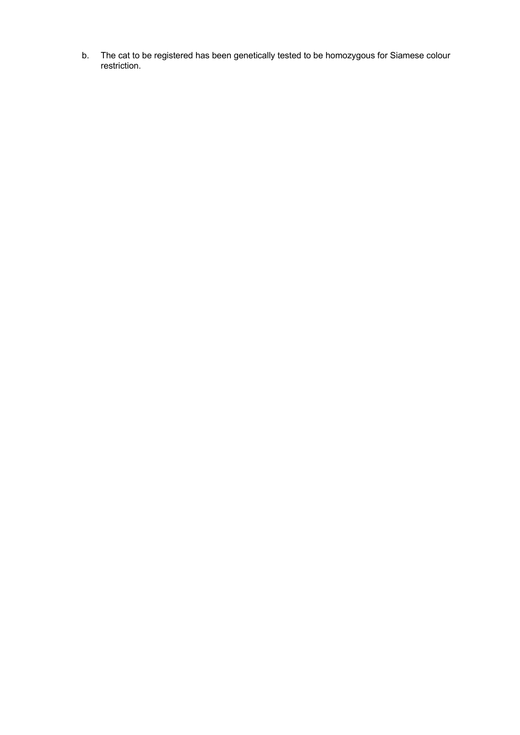b. The cat to be registered has been genetically tested to be homozygous for Siamese colour restriction.